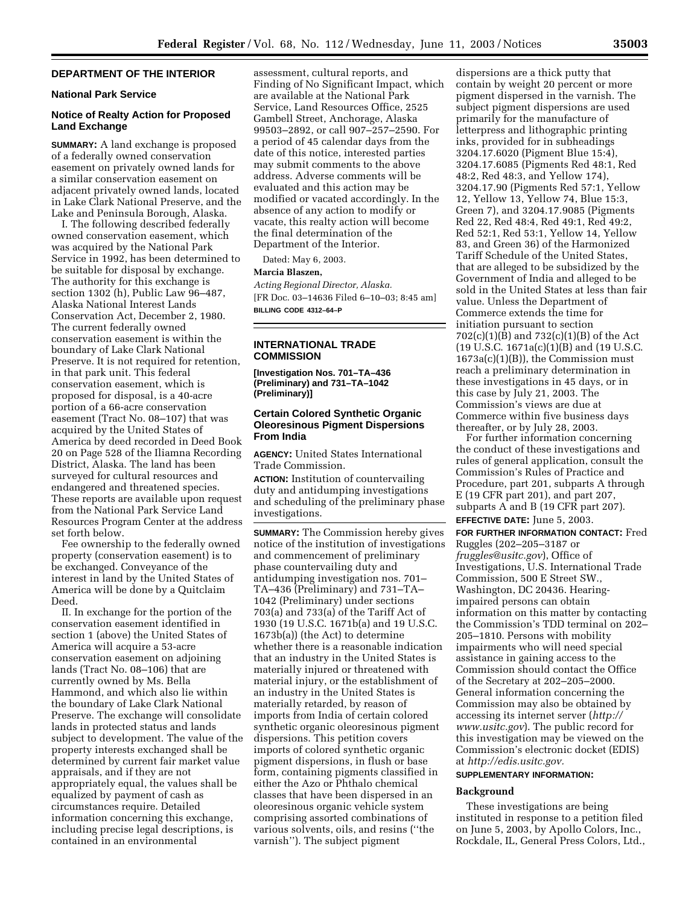## DEPARTMENT OF THE INTERIOR

### National Park Service

### Notice of Realty Action for Proposed Land Exchange

**SUMMARY:** A land exchange is proposed of a federally owned conservation easement on privately owned lands for a similar conservation easement on adjacent privately owned lands, located in Lake Clark National Preserve, and the Lake and Peninsula Borough, Alaska.

I. The following described federally owned conservation easement, which was acquired by the National Park Service in 1992, has been determined to be suitable for disposal by exchange. The authority for this exchange is section 1302 (h), Public Law 96–487, Alaska National Interest Lands Conservation Act, December 2, 1980. The current federally owned conservation easement is within the boundary of Lake Clark National Preserve. It is not required for retention, in that park unit. This federal conservation easement, which is proposed for disposal, is a 40-acre portion of a 66-acre conservation easement (Tract No. 08–107) that was acquired by the United States of America by deed recorded in Deed Book 20 on Page 528 of the Iliamna Recording District, Alaska. The land has been surveyed for cultural resources and endangered and threatened species. These reports are available upon request from the National Park Service Land Resources Program Center at the address set forth below.

Fee ownership to the federally owned property (conservation easement) is to be exchanged. Conveyance of the interest in land by the United States of America will be done by a Quitclaim Deed.

II. In exchange for the portion of the conservation easement identified in section 1 (above) the United States of America will acquire a 53-acre conservation easement on adjoining lands (Tract No. 08–106) that are currently owned by Ms. Bella Hammond, and which also lie within the boundary of Lake Clark National Preserve. The exchange will consolidate lands in protected status and lands subject to development. The value of the property interests exchanged shall be determined by current fair market value appraisals, and if they are not appropriately equal, the values shall be equalized by payment of cash as circumstances require. Detailed information concerning this exchange, including precise legal descriptions, is contained in an environmental assessment, cultural reports, and Finding of No Significant Impact, which are available at the National Park Service, Land Resources Office, 2525 Gambell Street, Anchorage, Alaska 99503–2892, or call 907–257–2590. For a period of 45 calendar days from the date of this notice, interested parties may submit comments to the above address. Adverse comments will be evaluated and this action may be modified or vacated accordingly. In the absence of any action to modify or vacate, this realty action will become the final determination of the Department of the Interior.

Dated: May 6, 2003.

**Marcia Blaszen,**

*Acting Regional Director, Alaska.*

[FR Doc. 03–14636 Filed 6–10–03; 8:45 am]

**BILLING CODE 4312–64–P**

## INTERNATIONAL TRADE COMMISSION

**[Investigation Nos. 701–TA–436 (Preliminary) and 731–TA–1042 (Preliminary)]**

### Certain Colored Synthetic Organic Oleoresinous Pigment Dispersions From India

**AGENCY:** United States International Trade Commission.

**ACTION:** Institution of countervailing duty and antidumping investigations and scheduling of the preliminary phase investigations.

**SUMMARY:** The Commission hereby gives notice of the institution of investigations and commencement of preliminary phase countervailing duty and antidumping investigation nos. 701–TA–436 (Preliminary) and 731–TA–1042 (Preliminary) under sections 703(a) and 733(a) of the Tariff Act of 1930 (19 U.S.C. 1671b(a) and 19 U.S.C. 1673b(a)) (the Act) to determine whether there is a reasonable indication that an industry in the United States is materially injured or threatened with material injury, or the establishment of an industry in the United States is materially retarded, by reason of imports from India of certain colored synthetic organic oleoresinous pigment dispersions. This petition covers imports of colored synthetic organic pigment dispersions, in flush or base form, containing pigments classified in either the Azo or Phthalo chemical classes that have been dispersed in an oleoresinous organic vehicle system comprising assorted combinations of various solvents, oils, and resins (''the varnish''). The subject pigment dispersions are a thick putty that contain by weight 20 percent or more pigment dispersed in the varnish. The subject pigment dispersions are used primarily for the manufacture of letterpress and lithographic printing inks, provided for in subheadings 3204.17.6020 (Pigment Blue 15:4), 3204.17.6085 (Pigments Red 48:1, Red 48:2, Red 48:3, and Yellow 174), 3204.17.90 (Pigments Red 57:1, Yellow 12, Yellow 13, Yellow 74, Blue 15:3, Green 7), and 3204.17.9085 (Pigments Red 22, Red 48:4, Red 49:1, Red 49:2, Red 52:1, Red 53:1, Yellow 14, Yellow 83, and Green 36) of the Harmonized Tariff Schedule of the United States, that are alleged to be subsidized by the Government of India and alleged to be sold in the United States at less than fair value. Unless the Department of Commerce extends the time for initiation pursuant to section 702(c)(1)(B) and 732(c)(1)(B) of the Act (19 U.S.C. 1671a(c)(1)(B) and (19 U.S.C. 1673a(c)(1)(B)), the Commission must reach a preliminary determination in these investigations in 45 days, or in this case by July 21, 2003. The Commission's views are due at Commerce within five business days thereafter, or by July 28, 2003.

For further information concerning the conduct of these investigations and rules of general application, consult the Commission's Rules of Practice and Procedure, part 201, subparts A through E (19 CFR part 201), and part 207, subparts A and B (19 CFR part 207).

**EFFECTIVE DATE:** June 5, 2003.

**FOR FURTHER INFORMATION CONTACT:** Fred Ruggles (202–205–3187 or *fruggles@usitc.gov*), Office of Investigations, U.S. International Trade Commission, 500 E Street SW., Washington, DC 20436. Hearing-impaired persons can obtain information on this matter by contacting the Commission's TDD terminal on 202–205–1810. Persons with mobility impairments who will need special assistance in gaining access to the Commission should contact the Office of the Secretary at 202–205–2000. General information concerning the Commission may also be obtained by accessing its internet server (*http://www.usitc.gov*). The public record for this investigation may be viewed on the Commission's electronic docket (EDIS) at *http://edis.usitc.gov*.

**SUPPLEMENTARY INFORMATION:**

#### Background

These investigations are being instituted in response to a petition filed on June 5, 2003, by Apollo Colors, Inc., Rockdale, IL, General Press Colors, Ltd.,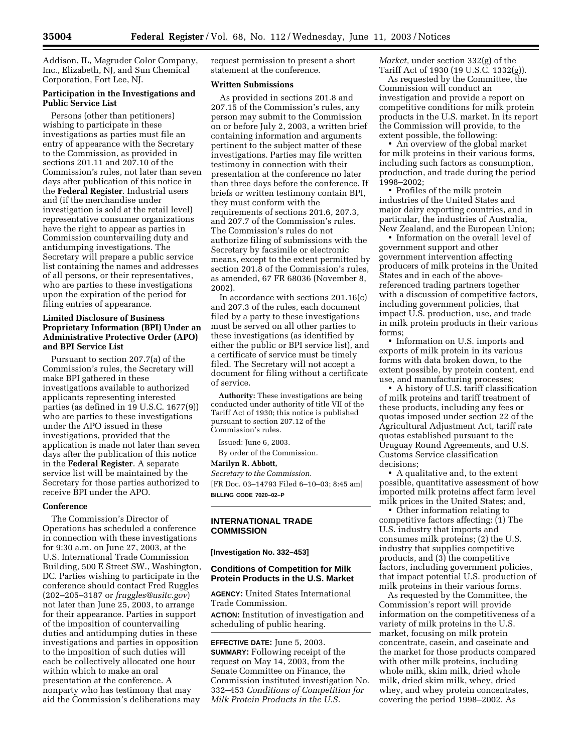Addison, IL, Magruder Color Company, Inc., Elizabeth, NJ, and Sun Chemical Corporation, Fort Lee, NJ.

**Participation in the Investigations and Public Service List**

Persons (other than petitioners) wishing to participate in these investigations as parties must file an entry of appearance with the Secretary to the Commission, as provided in sections 201.11 and 207.10 of the Commission's rules, not later than seven days after publication of this notice in the **Federal Register**. Industrial users and (if the merchandise under investigation is sold at the retail level) representative consumer organizations have the right to appear as parties in Commission countervailing duty and antidumping investigations. The Secretary will prepare a public service list containing the names and addresses of all persons, or their representatives, who are parties to these investigations upon the expiration of the period for filing entries of appearance.

**Limited Disclosure of Business Proprietary Information (BPI) Under an Administrative Protective Order (APO) and BPI Service List**

Pursuant to section 207.7(a) of the Commission's rules, the Secretary will make BPI gathered in these investigations available to authorized applicants representing interested parties (as defined in 19 U.S.C. 1677(9)) who are parties to these investigations under the APO issued in these investigations, provided that the application is made not later than seven days after the publication of this notice in the **Federal Register**. A separate service list will be maintained by the Secretary for those parties authorized to receive BPI under the APO.

**Conference**

The Commission's Director of Operations has scheduled a conference in connection with these investigations for 9:30 a.m. on June 27, 2003, at the U.S. International Trade Commission Building, 500 E Street SW., Washington, DC. Parties wishing to participate in the conference should contact Fred Ruggles (202–205–3187 or *fruggles@usitc.gov*) not later than June 25, 2003, to arrange for their appearance. Parties in support of the imposition of countervailing duties and antidumping duties in these investigations and parties in opposition to the imposition of such duties will each be collectively allocated one hour within which to make an oral presentation at the conference. A nonparty who has testimony that may aid the Commission's deliberations may request permission to present a short statement at the conference.

**Written Submissions**

As provided in sections 201.8 and 207.15 of the Commission's rules, any person may submit to the Commission on or before July 2, 2003, a written brief containing information and arguments pertinent to the subject matter of these investigations. Parties may file written testimony in connection with their presentation at the conference no later than three days before the conference. If briefs or written testimony contain BPI, they must conform with the requirements of sections 201.6, 207.3, and 207.7 of the Commission's rules. The Commission's rules do not authorize filing of submissions with the Secretary by facsimile or electronic means, except to the extent permitted by section 201.8 of the Commission's rules, as amended, 67 FR 68036 (November 8, 2002).

In accordance with sections 201.16(c) and 207.3 of the rules, each document filed by a party to these investigations must be served on all other parties to these investigations (as identified by either the public or BPI service list), and a certificate of service must be timely filed. The Secretary will not accept a document for filing without a certificate of service.

**Authority:** These investigations are being conducted under authority of title VII of the Tariff Act of 1930; this notice is published pursuant to section 207.12 of the Commission's rules.

Issued: June 6, 2003.

By order of the Commission.

**Marilyn R. Abbott,**

*Secretary to the Commission.*

[FR Doc. 03–14793 Filed 6–10–03; 8:45 am]

**BILLING CODE 7020–02–P**

## INTERNATIONAL TRADE COMMISSION

**[Investigation No. 332–453]**

### Conditions of Competition for Milk Protein Products in the U.S. Market

**AGENCY:** United States International Trade Commission.

**ACTION:** Institution of investigation and scheduling of public hearing.

**EFFECTIVE DATE:** June 5, 2003.

**SUMMARY:** Following receipt of the request on May 14, 2003, from the Senate Committee on Finance, the Commission instituted investigation No. 332–453 *Conditions of Competition for Milk Protein Products in the U.S. Market,* under section 332(g) of the Tariff Act of 1930 (19 U.S.C. 1332(g)).

As requested by the Committee, the Commission will conduct an investigation and provide a report on competitive conditions for milk protein products in the U.S. market. In its report the Commission will provide, to the extent possible, the following:

- An overview of the global market for milk proteins in their various forms, including such factors as consumption, production, and trade during the period 1998–2002;
- Profiles of the milk protein industries of the United States and major dairy exporting countries, and in particular, the industries of Australia, New Zealand, and the European Union;
- Information on the overall level of government support and other government intervention affecting producers of milk proteins in the United States and in each of the above-referenced trading partners together with a discussion of competitive factors, including government policies, that impact U.S. production, use, and trade in milk protein products in their various forms;
- Information on U.S. imports and exports of milk protein in its various forms with data broken down, to the extent possible, by protein content, end use, and manufacturing processes;
- A history of U.S. tariff classification of milk proteins and tariff treatment of these products, including any fees or quotas imposed under section 22 of the Agricultural Adjustment Act, tariff rate quotas established pursuant to the Uruguay Round Agreements, and U.S. Customs Service classification decisions;
- A qualitative and, to the extent possible, quantitative assessment of how imported milk proteins affect farm level milk prices in the United States; and,
- Other information relating to competitive factors affecting: (1) The U.S. industry that imports and consumes milk proteins; (2) the U.S. industry that supplies competitive products, and (3) the competitive factors, including government policies, that impact potential U.S. production of milk proteins in their various forms.

As requested by the Committee, the Commission's report will provide information on the competitiveness of a variety of milk proteins in the U.S. market, focusing on milk protein concentrate, casein, and caseinate and the market for those products compared with other milk proteins, including whole milk, skim milk, dried whole milk, dried skim milk, whey, dried whey, and whey protein concentrates, covering the period 1998–2002. As